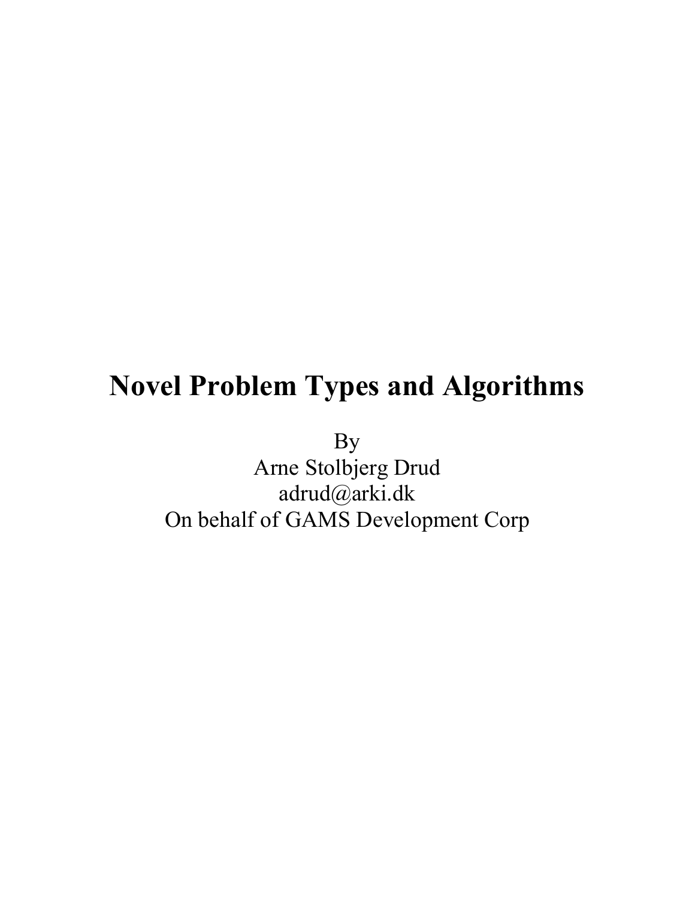# Novel Problem Types and Algorithms

By

Arne Stolbjerg Drud

adrud@arki.dk

On behalf of GAMS Development Corp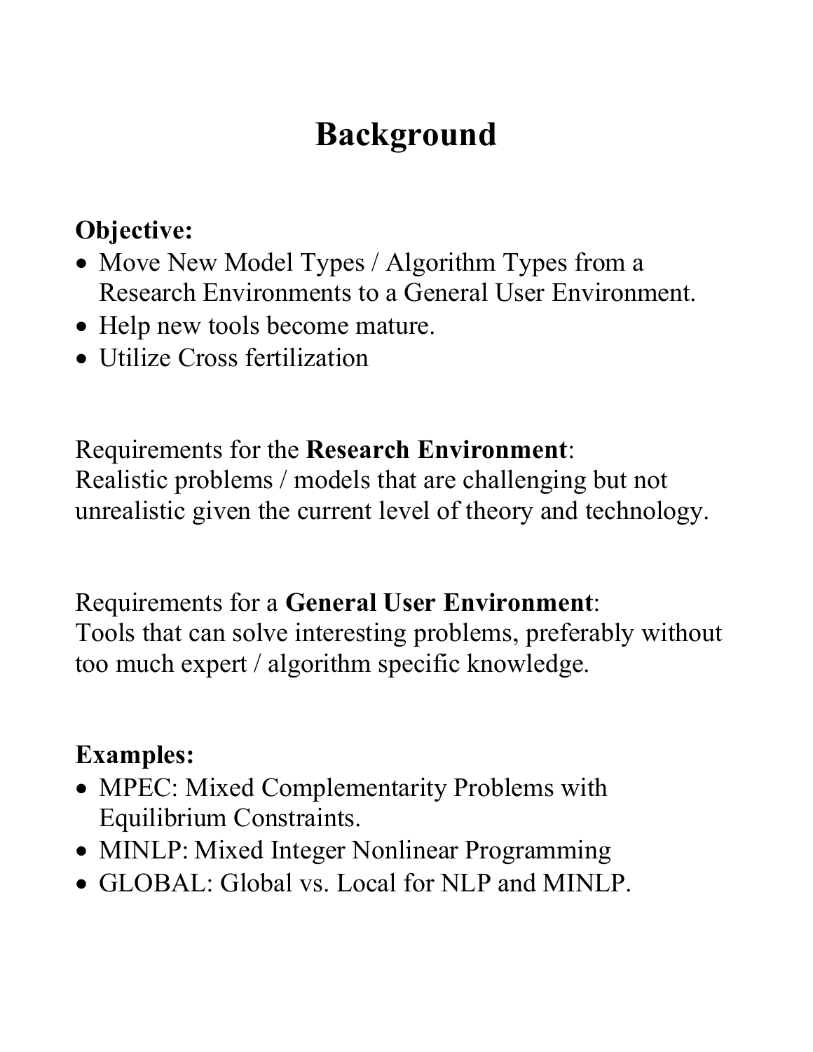# Background

**Objective:**

- Move New Model Types / Algorithm Types from a Research Environments to a General User Environment.
- Help new tools become mature.
- Utilize Cross fertilization

Requirements for the **Research Environment**:
Realistic problems / models that are challenging but not unrealistic given the current level of theory and technology.

Requirements for a **General User Environment**:
Tools that can solve interesting problems, preferably without too much expert / algorithm specific knowledge.

**Examples:**

- MPEC: Mixed Complementarity Problems with Equilibrium Constraints.
- MINLP: Mixed Integer Nonlinear Programming
- GLOBAL: Global vs. Local for NLP and MINLP.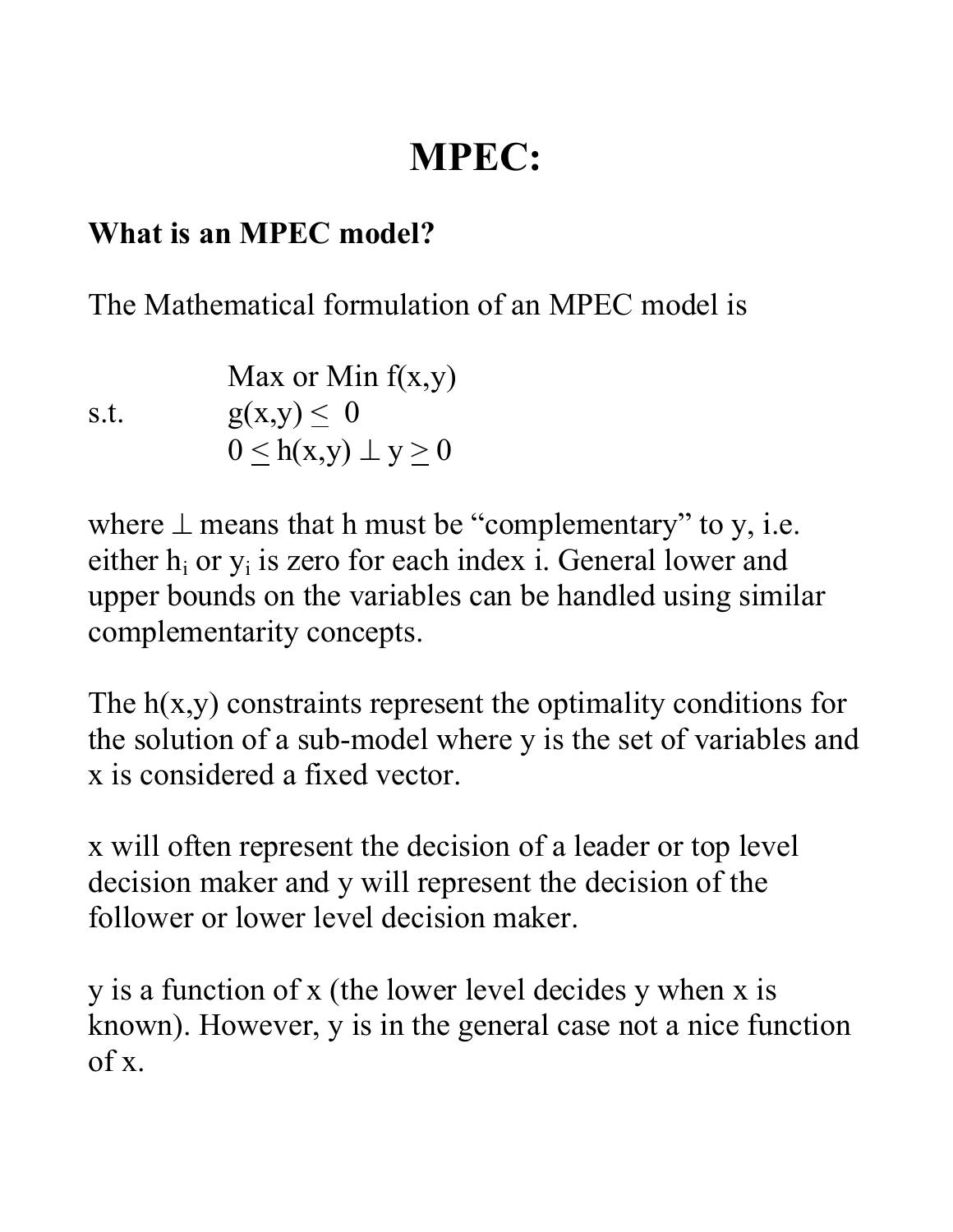# MPEC:

**What is an MPEC model?**

The Mathematical formulation of an MPEC model is

$$
\begin{aligned}
& \text{Max or Min } f(x,y) \\
\text{s.t.} \quad & g(x,y) \leq 0 \\
& 0 \leq h(x,y) \perp y \geq 0
\end{aligned}
$$

where $\perp$ means that h must be "complementary" to y, i.e. either $h_i$ or $y_i$ is zero for each index i. General lower and upper bounds on the variables can be handled using similar complementarity concepts.

The h(x,y) constraints represent the optimality conditions for the solution of a sub-model where y is the set of variables and x is considered a fixed vector.

x will often represent the decision of a leader or top level decision maker and y will represent the decision of the follower or lower level decision maker.

y is a function of x (the lower level decides y when x is known). However, y is in the general case not a nice function of x.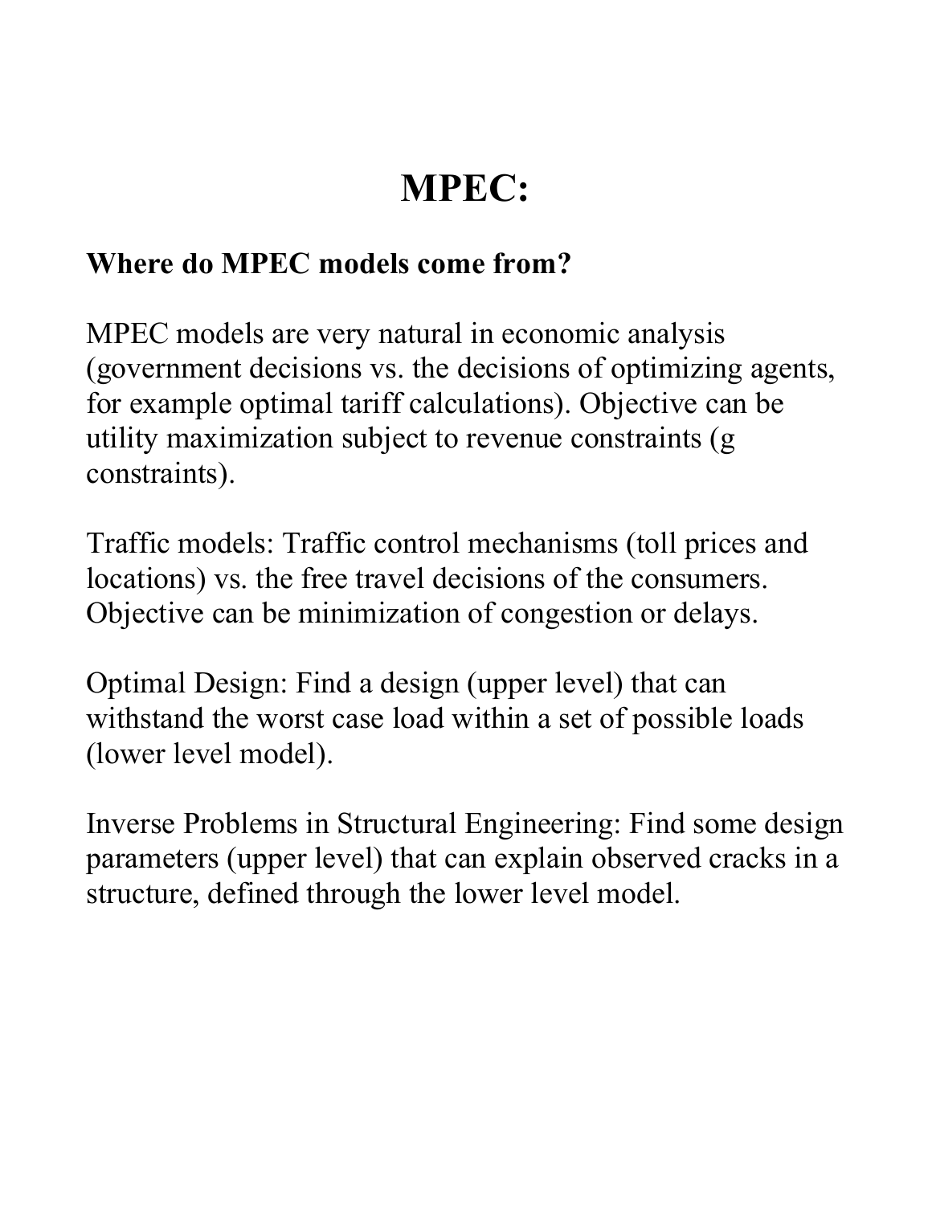# MPEC:

**Where do MPEC models come from?**

MPEC models are very natural in economic analysis (government decisions vs. the decisions of optimizing agents, for example optimal tariff calculations). Objective can be utility maximization subject to revenue constraints (g constraints).

Traffic models: Traffic control mechanisms (toll prices and locations) vs. the free travel decisions of the consumers. Objective can be minimization of congestion or delays.

Optimal Design: Find a design (upper level) that can withstand the worst case load within a set of possible loads (lower level model).

Inverse Problems in Structural Engineering: Find some design parameters (upper level) that can explain observed cracks in a structure, defined through the lower level model.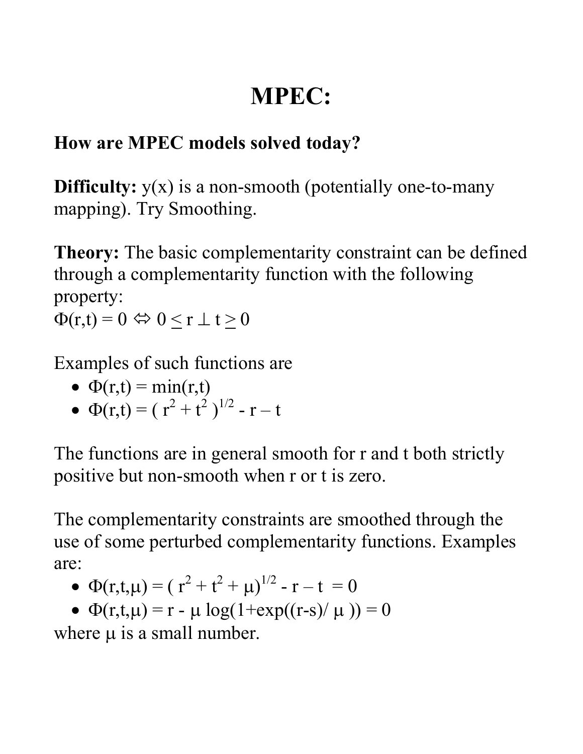# MPEC:

**How are MPEC models solved today?**

**Difficulty:** $y(x)$ is a non-smooth (potentially one-to-many mapping). Try Smoothing.

**Theory:** The basic complementarity constraint can be defined through a complementarity function with the following property:
$\Phi(r,t) = 0 \Leftrightarrow 0 \leq r \perp t \geq 0$

Examples of such functions are

- $\Phi(r,t) = \min(r,t)$
- $\Phi(r,t) = ( r^2 + t^2 )^{1/2} - r - t$

The functions are in general smooth for r and t both strictly positive but non-smooth when r or t is zero.

The complementarity constraints are smoothed through the use of some perturbed complementarity functions. Examples are:

- $\Phi(r,t,\mu) = ( r^2 + t^2 + \mu)^{1/2} - r - t = 0$
- $\Phi(r,t,\mu) = r - \mu \log(1+\exp((r-s)/ \mu )) = 0$

where $\mu$ is a small number.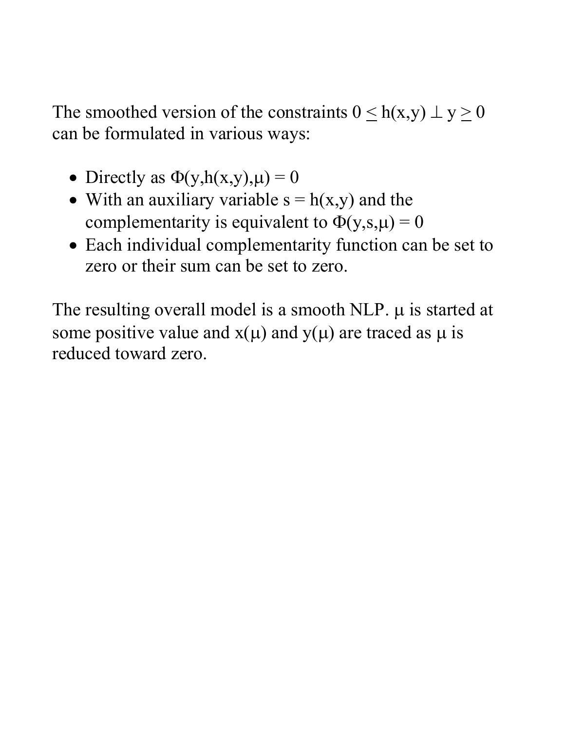The smoothed version of the constraints $0 \leq h(x,y) \perp y \geq 0$ can be formulated in various ways:

- Directly as $\Phi(y,h(x,y),\mu) = 0$
- With an auxiliary variable $s = h(x,y)$ and the complementarity is equivalent to $\Phi(y,s,\mu) = 0$
- Each individual complementarity function can be set to zero or their sum can be set to zero.

The resulting overall model is a smooth NLP. $\mu$ is started at some positive value and $x(\mu)$ and $y(\mu)$ are traced as $\mu$ is reduced toward zero.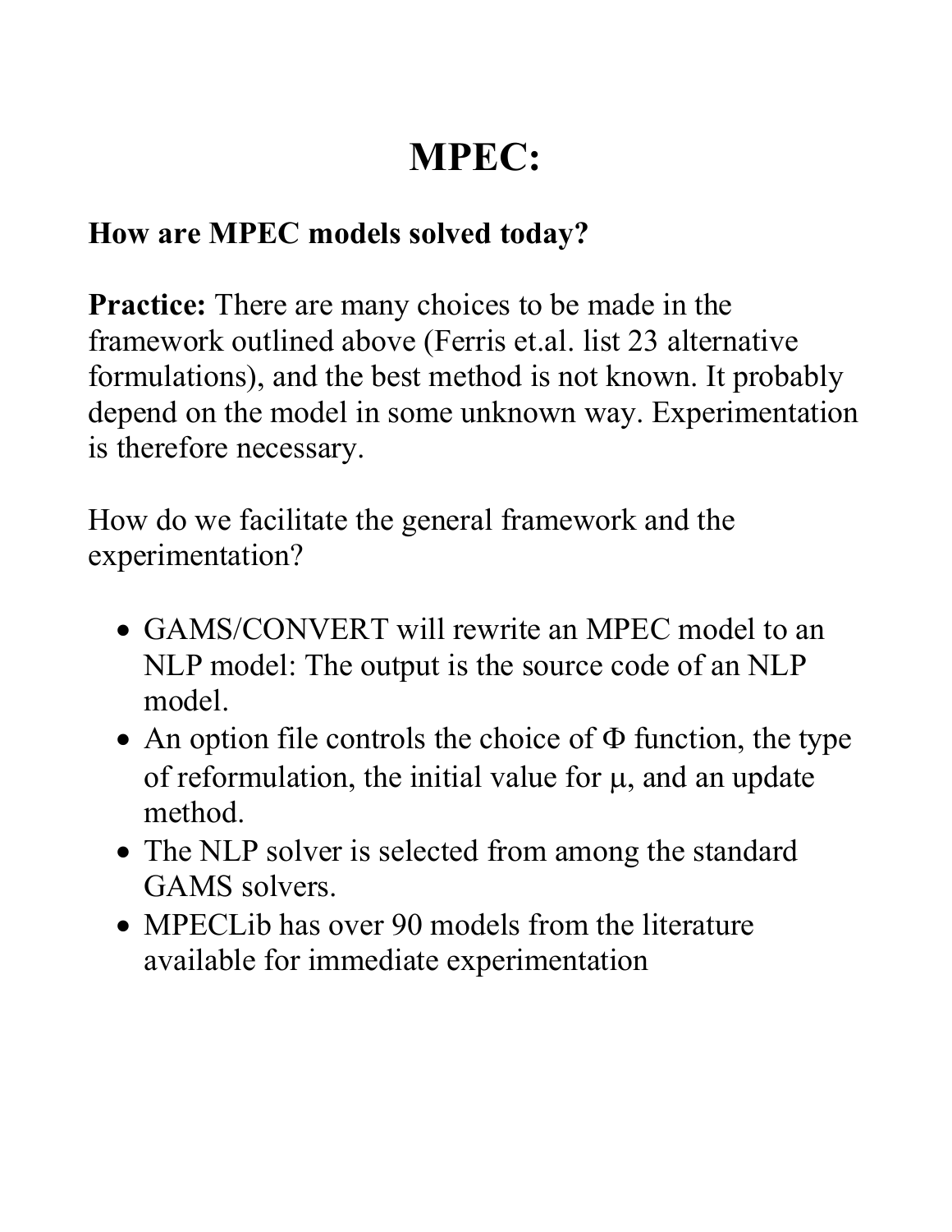# MPEC:

**How are MPEC models solved today?**

**Practice:** There are many choices to be made in the framework outlined above (Ferris et.al. list 23 alternative formulations), and the best method is not known. It probably depend on the model in some unknown way. Experimentation is therefore necessary.

How do we facilitate the general framework and the experimentation?

- GAMS/CONVERT will rewrite an MPEC model to an NLP model: The output is the source code of an NLP model.
- An option file controls the choice of $\Phi$ function, the type of reformulation, the initial value for $\mu$, and an update method.
- The NLP solver is selected from among the standard GAMS solvers.
- MPECLib has over 90 models from the literature available for immediate experimentation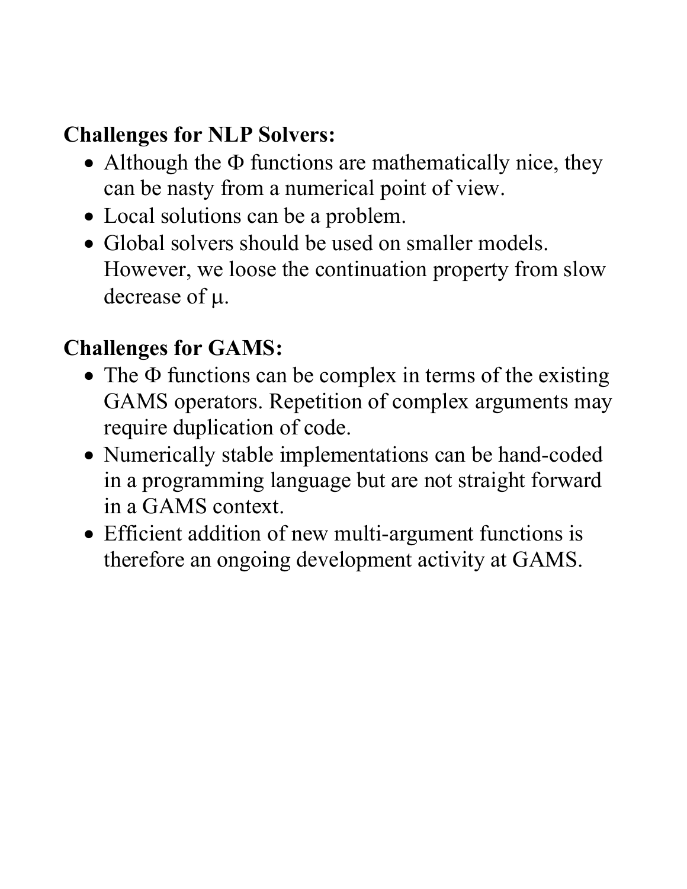**Challenges for NLP Solvers:**

- Although the $\Phi$ functions are mathematically nice, they can be nasty from a numerical point of view.
- Local solutions can be a problem.
- Global solvers should be used on smaller models. However, we loose the continuation property from slow decrease of $\mu$.

**Challenges for GAMS:**

- The $\Phi$ functions can be complex in terms of the existing GAMS operators. Repetition of complex arguments may require duplication of code.
- Numerically stable implementations can be hand-coded in a programming language but are not straight forward in a GAMS context.
- Efficient addition of new multi-argument functions is therefore an ongoing development activity at GAMS.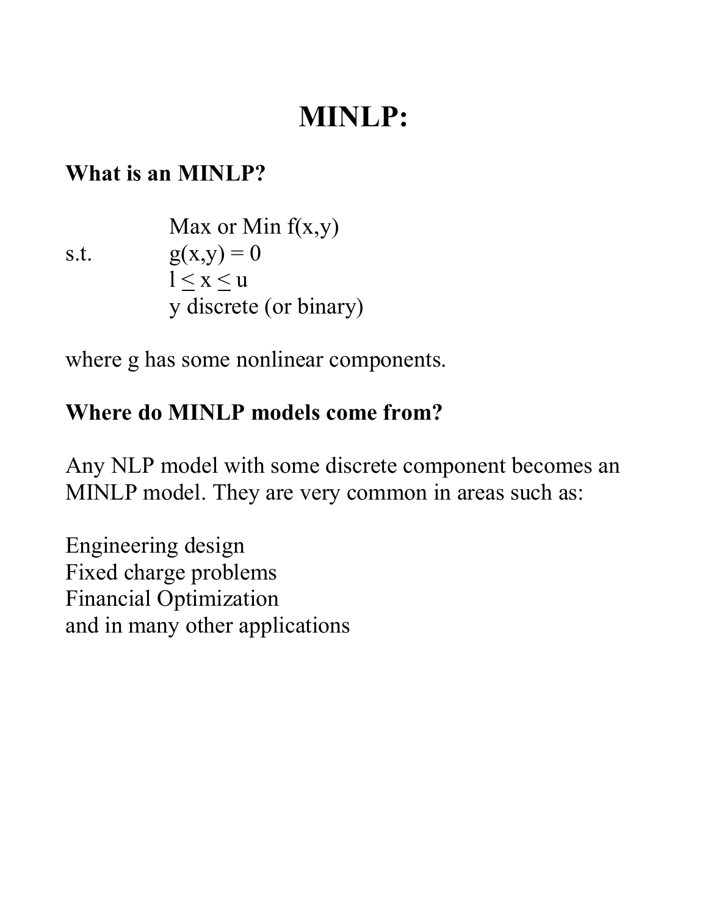# MINLP:

**What is an MINLP?**

$$
\begin{aligned}
& \text{Max or Min } f(x,y) \\
\text{s.t.} \quad & g(x,y) = 0 \\
& l \leq x \leq u \\
& y \text{ discrete (or binary)}
\end{aligned}
$$

where g has some nonlinear components.

**Where do MINLP models come from?**

Any NLP model with some discrete component becomes an MINLP model. They are very common in areas such as:

Engineering design
Fixed charge problems
Financial Optimization
and in many other applications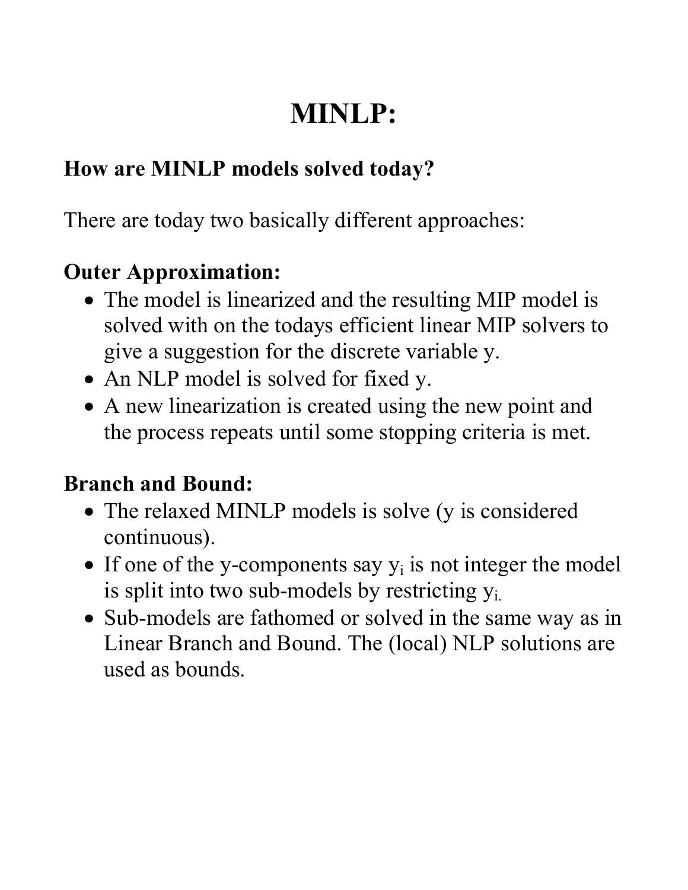# MINLP:

### How are MINLP models solved today?

There are today two basically different approaches:

### Outer Approximation:

- The model is linearized and the resulting MIP model is solved with on the todays efficient linear MIP solvers to give a suggestion for the discrete variable y.
- An NLP model is solved for fixed y.
- A new linearization is created using the new point and the process repeats until some stopping criteria is met.

### Branch and Bound:

- The relaxed MINLP models is solve (y is considered continuous).
- If one of the y-components say $y_i$ is not integer the model is split into two sub-models by restricting $y_i$.
- Sub-models are fathomed or solved in the same way as in Linear Branch and Bound. The (local) NLP solutions are used as bounds.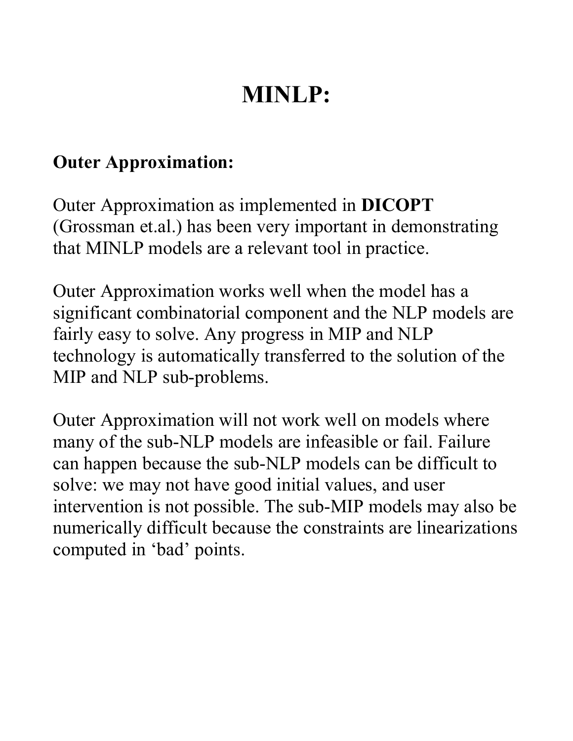# MINLP:

**Outer Approximation:**

Outer Approximation as implemented in **DICOPT** (Grossman et.al.) has been very important in demonstrating that MINLP models are a relevant tool in practice.

Outer Approximation works well when the model has a significant combinatorial component and the NLP models are fairly easy to solve. Any progress in MIP and NLP technology is automatically transferred to the solution of the MIP and NLP sub-problems.

Outer Approximation will not work well on models where many of the sub-NLP models are infeasible or fail. Failure can happen because the sub-NLP models can be difficult to solve: we may not have good initial values, and user intervention is not possible. The sub-MIP models may also be numerically difficult because the constraints are linearizations computed in 'bad' points.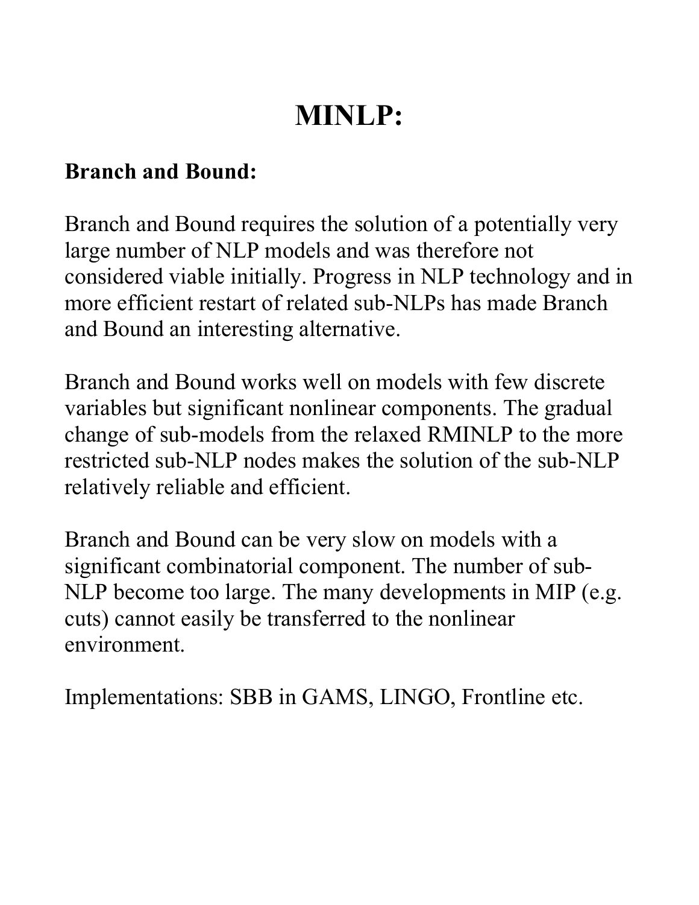# MINLP:

## Branch and Bound:

Branch and Bound requires the solution of a potentially very large number of NLP models and was therefore not considered viable initially. Progress in NLP technology and in more efficient restart of related sub-NLPs has made Branch and Bound an interesting alternative.

Branch and Bound works well on models with few discrete variables but significant nonlinear components. The gradual change of sub-models from the relaxed RMINLP to the more restricted sub-NLP nodes makes the solution of the sub-NLP relatively reliable and efficient.

Branch and Bound can be very slow on models with a significant combinatorial component. The number of sub-NLP become too large. The many developments in MIP (e.g. cuts) cannot easily be transferred to the nonlinear environment.

Implementations: SBB in GAMS, LINGO, Frontline etc.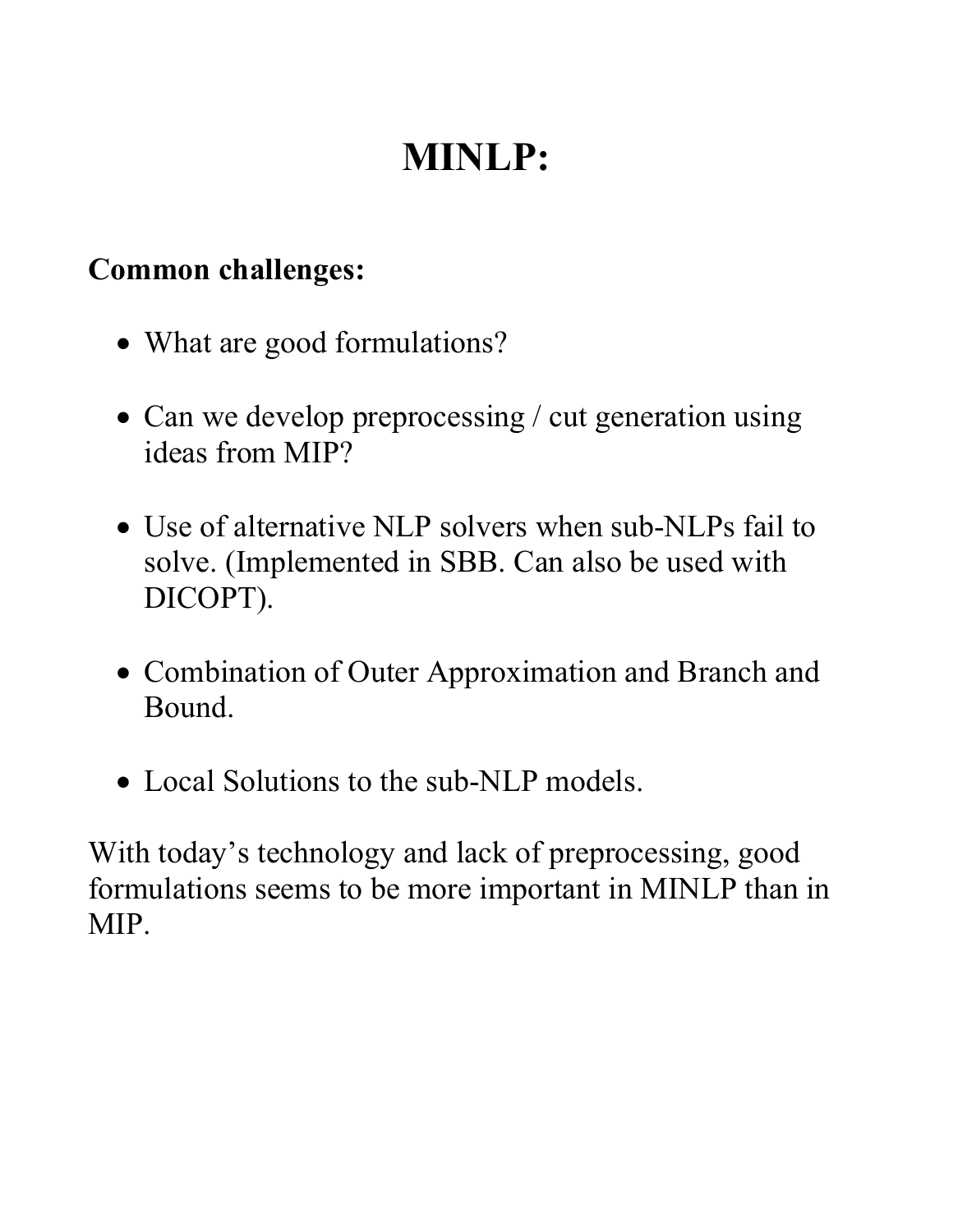# MINLP:

**Common challenges:**

- What are good formulations?
- Can we develop preprocessing / cut generation using ideas from MIP?
- Use of alternative NLP solvers when sub-NLPs fail to solve. (Implemented in SBB. Can also be used with DICOPT).
- Combination of Outer Approximation and Branch and Bound.
- Local Solutions to the sub-NLP models.

With today's technology and lack of preprocessing, good formulations seems to be more important in MINLP than in MIP.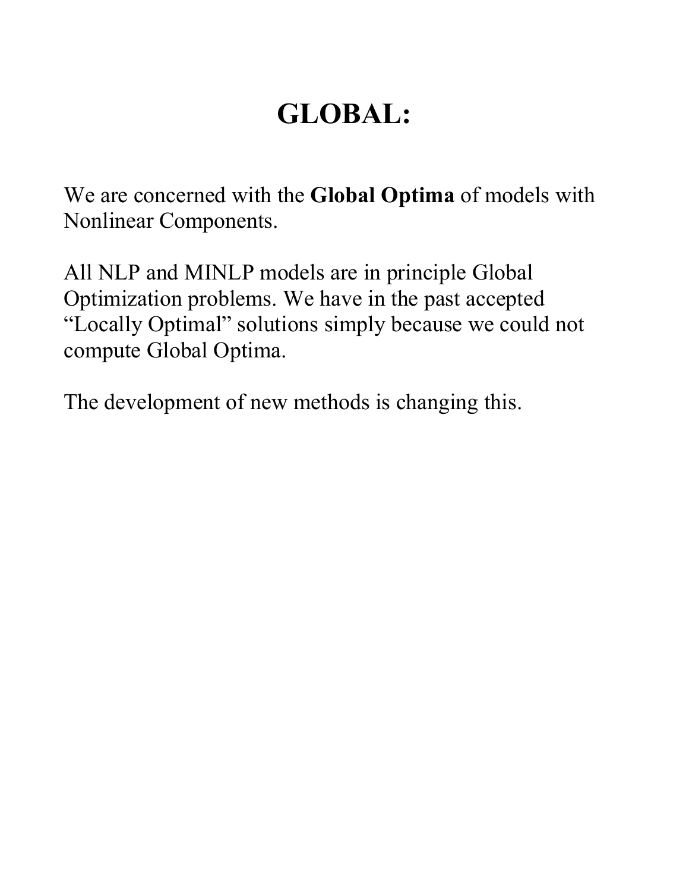# GLOBAL:

We are concerned with the **Global Optima** of models with Nonlinear Components.

All NLP and MINLP models are in principle Global Optimization problems. We have in the past accepted "Locally Optimal" solutions simply because we could not compute Global Optima.

The development of new methods is changing this.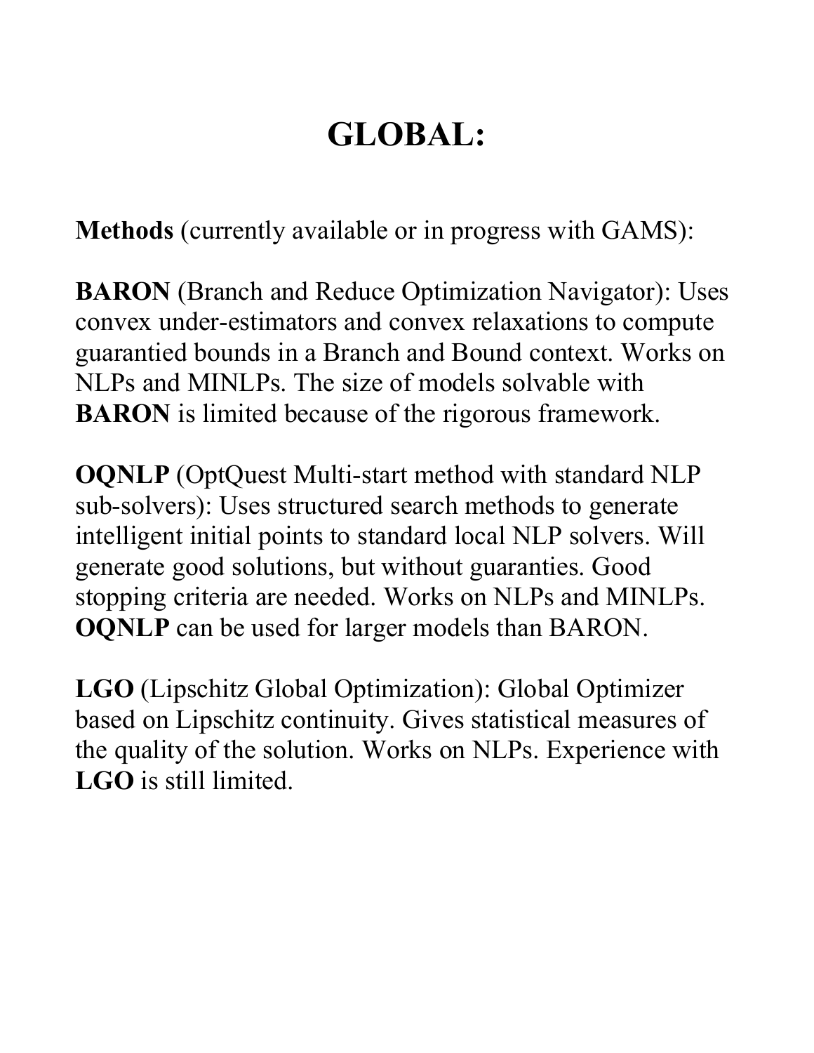# GLOBAL:

**Methods** (currently available or in progress with GAMS):

**BARON** (Branch and Reduce Optimization Navigator): Uses convex under-estimators and convex relaxations to compute guarantied bounds in a Branch and Bound context. Works on NLPs and MINLPs. The size of models solvable with **BARON** is limited because of the rigorous framework.

**OQNLP** (OptQuest Multi-start method with standard NLP sub-solvers): Uses structured search methods to generate intelligent initial points to standard local NLP solvers. Will generate good solutions, but without guaranties. Good stopping criteria are needed. Works on NLPs and MINLPs. **OQNLP** can be used for larger models than BARON.

**LGO** (Lipschitz Global Optimization): Global Optimizer based on Lipschitz continuity. Gives statistical measures of the quality of the solution. Works on NLPs. Experience with **LGO** is still limited.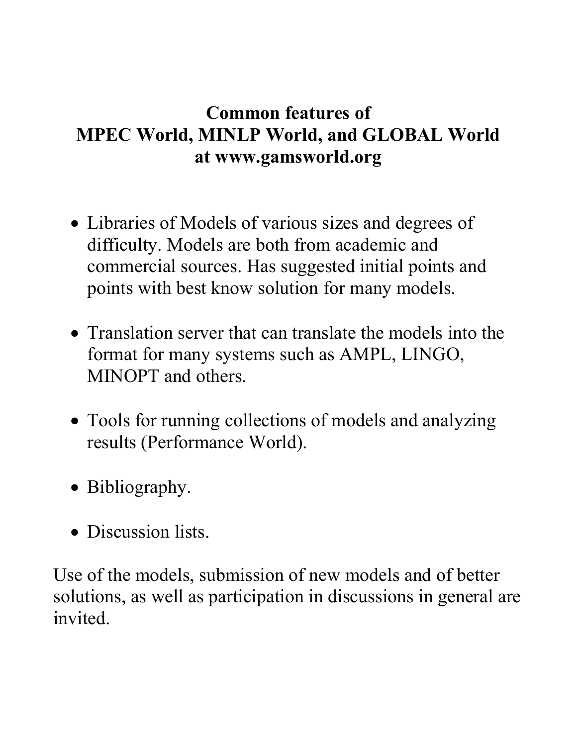# Common features of MPEC World, MINLP World, and GLOBAL World at www.gamsworld.org

- Libraries of Models of various sizes and degrees of difficulty. Models are both from academic and commercial sources. Has suggested initial points and points with best know solution for many models.

- Translation server that can translate the models into the format for many systems such as AMPL, LINGO, MINOPT and others.

- Tools for running collections of models and analyzing results (Performance World).

- Bibliography.

- Discussion lists.

Use of the models, submission of new models and of better solutions, as well as participation in discussions in general are invited.